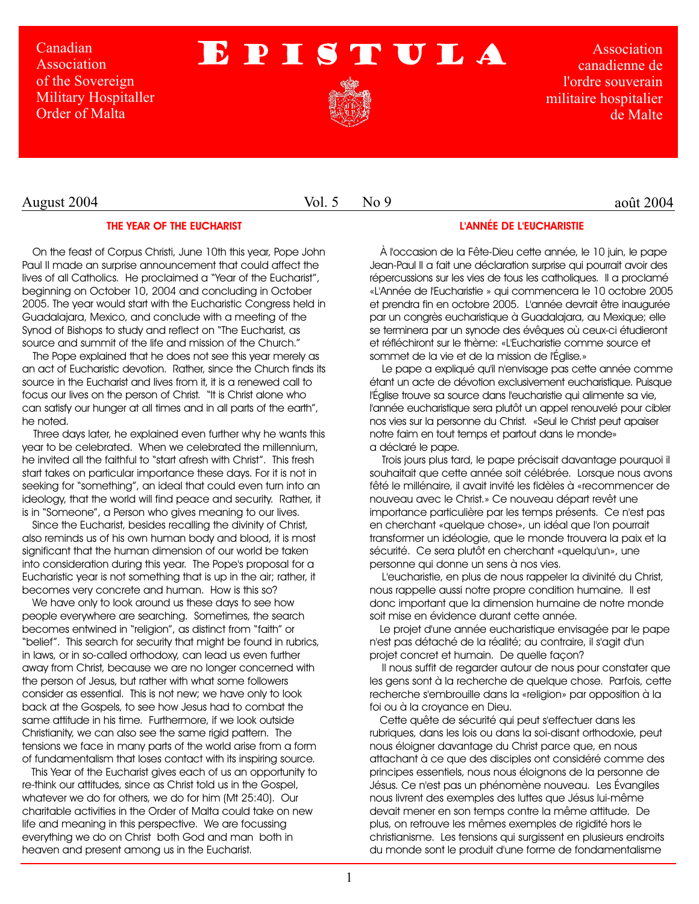Canadian Association of the Sovereign Military Hospitaller Order of Malta

# EPISTULA

Association canadienne de l'ordre souverain militaire hospitalier de Malte

August 2004 Vol. 5 No 9 août 2004

## THE YEAR OF THE EUCHARIST

On the feast of Corpus Christi, June 10th this year, Pope John Paul II made an surprise announcement that could affect the lives of all Catholics. He proclaimed a "Year of the Eucharist", beginning on October 10, 2004 and concluding in October 2005. The year would start with the Eucharistic Congress held in Guadalajara, Mexico, and conclude with a meeting of the Synod of Bishops to study and reflect on "The Eucharist, as source and summit of the life and mission of the Church."

The Pope explained that he does not see this year merely as an act of Eucharistic devotion. Rather, since the Church finds its source in the Eucharist and lives from it, it is a renewed call to focus our lives on the person of Christ. "It is Christ alone who can satisfy our hunger at all times and in all parts of the earth", he noted.

Three days later, he explained even further why he wants this year to be celebrated. When we celebrated the millennium, he invited all the faithful to "start afresh with Christ". This fresh start takes on particular importance these days. For it is not in seeking for "something", an ideal that could even turn into an ideology, that the world will find peace and security. Rather, it is in "Someone", a Person who gives meaning to our lives.

Since the Eucharist, besides recalling the divinity of Christ, also reminds us of his own human body and blood, it is most significant that the human dimension of our world be taken into consideration during this year. The Pope's proposal for a Eucharistic year is not something that is up in the air; rather, it becomes very concrete and human. How is this so?

We have only to look around us these days to see how people everywhere are searching. Sometimes, the search becomes entwined in "religion", as distinct from "faith" or "belief". This search for security that might be found in rubrics, in laws, or in so-called orthodoxy, can lead us even further away from Christ, because we are no longer concerned with the person of Jesus, but rather with what some followers consider as essential. This is not new; we have only to look back at the Gospels, to see how Jesus had to combat the same attitude in his time. Furthermore, if we look outside Christianity, we can also see the same rigid pattern. The tensions we face in many parts of the world arise from a form of fundamentalism that loses contact with its inspiring source.

This Year of the Eucharist gives each of us an opportunity to re-think our attitudes, since as Christ told us in the Gospel, whatever we do for others, we do for him (Mt 25:40). Our charitable activities in the Order of Malta could take on new life and meaning in this perspective. We are focussing everything we do on Christ both God and man both in heaven and present among us in the Eucharist.

## L'ANNÉE DE L'EUCHARISTIE

À l'occasion de la Fête-Dieu cette année, le 10 juin, le pape Jean-Paul II a fait une déclaration surprise qui pourrait avoir des répercussions sur les vies de tous les catholiques. Il a proclamé «L'Année de l'Eucharistie » qui commencera le 10 octobre 2005 et prendra fin en octobre 2005. L'année devrait être inaugurée par un congrès eucharistique à Guadalajara, au Mexique; elle se terminera par un synode des évêques où ceux-ci étudieront et réfléchiront sur le thème: «L'Eucharistie comme source et sommet de la vie et de la mission de l'Église.»

Le pape a expliqué qu'il n'envisage pas cette année comme étant un acte de dévotion exclusivement eucharistique. Puisque l'Église trouve sa source dans l'eucharistie qui alimente sa vie, l'année eucharistique sera plutôt un appel renouvelé pour cibler nos vies sur la personne du Christ. «Seul le Christ peut apaiser notre faim en tout temps et partout dans le monde» a déclaré le pape.

Trois jours plus tard, le pape précisait davantage pourquoi il souhaitait que cette année soit célébrée. Lorsque nous avons fêté le millénaire, il avait invité les fidèles à «recommencer de nouveau avec le Christ.» Ce nouveau départ revêt une importance particulière par les temps présents. Ce n'est pas en cherchant «quelque chose», un idéal que l'on pourrait transformer un idéologie, que le monde trouvera la paix et la sécurité. Ce sera plutôt en cherchant «quelqu'un», une personne qui donne un sens à nos vies.

L'eucharistie, en plus de nous rappeler la divinité du Christ, nous rappelle aussi notre propre condition humaine. Il est donc important que la dimension humaine de notre monde soit mise en évidence durant cette année.

Le projet d'une année eucharistique envisagée par le pape n'est pas détaché de la réalité; au contraire, il s'agit d'un projet concret et humain. De quelle façon?

Il nous suffit de regarder autour de nous pour constater que les gens sont à la recherche de quelque chose. Parfois, cette recherche s'embrouille dans la «religion» par opposition à la foi ou à la croyance en Dieu.

Cette quête de sécurité qui peut s'effectuer dans les rubriques, dans les lois ou dans la soi-disant orthodoxie, peut nous éloigner davantage du Christ parce que, en nous attachant à ce que des disciples ont considéré comme des principes essentiels, nous nous éloignons de la personne de Jésus. Ce n'est pas un phénomène nouveau. Les Évangiles nous livrent des exemples des luttes que Jésus lui-même devait mener en son temps contre la même attitude. De plus, on retrouve les mêmes exemples de rigidité hors le christianisme. Les tensions qui surgissent en plusieurs endroits du monde sont le produit d'une forme de fondamentalisme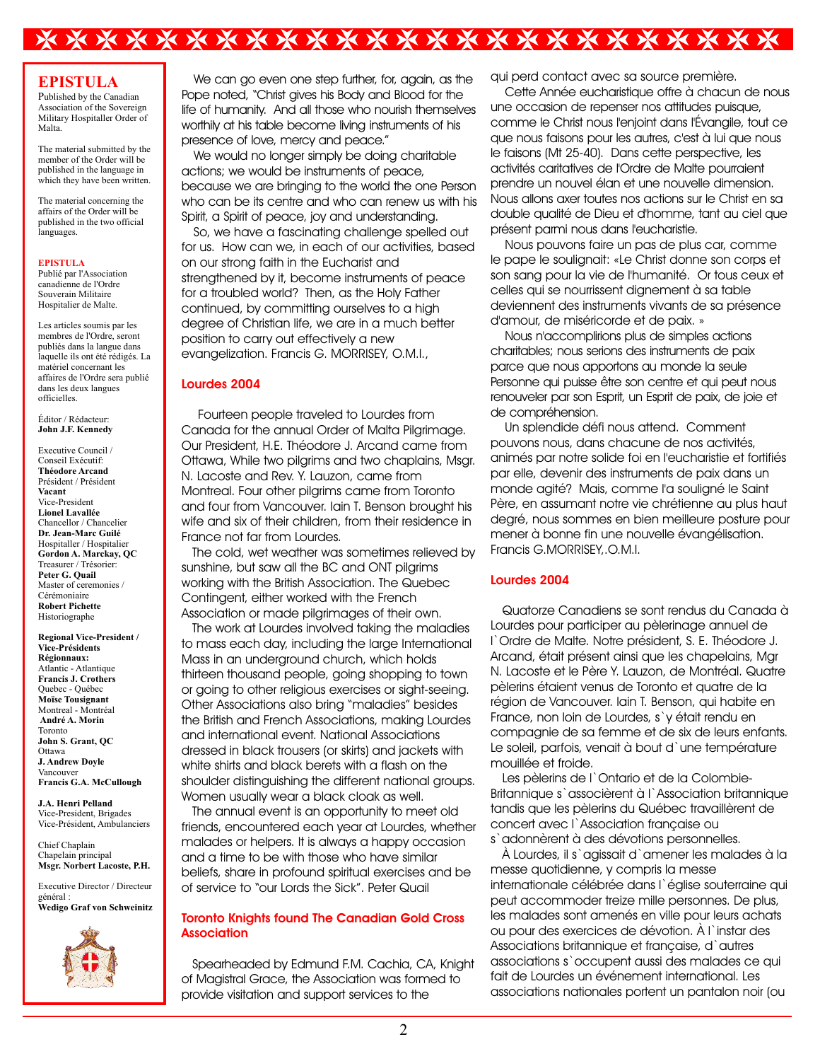## EPISTULA

Published by the Canadian Association of the Sovereign Military Hospitaller Order of Malta.

The material submitted by the member of the Order will be published in the language in which they have been written.

The material concerning the affairs of the Order will be published in the two official languages.

**EPISTULA**

Publié par l'Association canadienne de l'Ordre Souverain Militaire Hospitalier de Malte.

Les articles soumis par les membres de l'Ordre, seront publiés dans la langue dans laquelle ils ont été rédigés. La matériel concernant les affaires de l'Ordre sera publié dans les deux langues officielles.

Éditor / Rédacteur:
**John J.F. Kennedy**

Executive Council / Conseil Exécutif:
**Théodore Arcand**
Président / Président
**Vacant**
Vice-President
**Lionel Lavallée**
Chancellor / Chancelier
**Dr. Jean-Marc Guilé**
Hospitaller / Hospitalier
**Gordon A. Marckay, QC**
Treasurer / Trésorier:
**Peter G. Quail**
Master of ceremonies / Cérémoniaire
**Robert Pichette**
Historiographe

**Regional Vice-President / Vice-Présidents Régionnaux:**
Atlantic - Atlantique
**Francis J. Crothers**
Quebec - Québec
**Moïse Tousignant**
Montreal - Montréal
**André A. Morin**
Toronto
**John S. Grant, QC**
Ottawa
**J. Andrew Doyle**
Vancouver
**Francis G.A. McCullough**

**J.A. Henri Pelland**
Vice-President, Brigades
Vice-Président, Ambulanciers

Chief Chaplain
Chapelain principal
**Msgr. Norbert Lacoste, P.H.**

Executive Director / Directeur général :
**Wedigo Graf von Schweinitz**

We can go even one step further, for, again, as the Pope noted, "Christ gives his Body and Blood for the life of humanity. And all those who nourish themselves worthily at his table become living instruments of his presence of love, mercy and peace."

We would no longer simply be doing charitable actions; we would be instruments of peace, because we are bringing to the world the one Person who can be its centre and who can renew us with his Spirit, a Spirit of peace, joy and understanding.

So, we have a fascinating challenge spelled out for us. How can we, in each of our activities, based on our strong faith in the Eucharist and strengthened by it, become instruments of peace for a troubled world? Then, as the Holy Father continued, by committing ourselves to a high degree of Christian life, we are in a much better position to carry out effectively a new evangelization. Francis G. MORRISEY, O.M.I.,

### Lourdes 2004

Fourteen people traveled to Lourdes from Canada for the annual Order of Malta Pilgrimage. Our President, H.E. Théodore J. Arcand came from Ottawa, While two pilgrims and two chaplains, Msgr. N. Lacoste and Rev. Y. Lauzon, came from Montreal. Four other pilgrims came from Toronto and four from Vancouver. Iain T. Benson brought his wife and six of their children, from their residence in France not far from Lourdes.

The cold, wet weather was sometimes relieved by sunshine, but saw all the BC and ONT pilgrims working with the British Association. The Quebec Contingent, either worked with the French Association or made pilgrimages of their own.

The work at Lourdes involved taking the maladies to mass each day, including the large International Mass in an underground church, which holds thirteen thousand people, going shopping to town or going to other religious exercises or sight-seeing. Other Associations also bring "maladies" besides the British and French Associations, making Lourdes and international event. National Associations dressed in black trousers (or skirts) and jackets with white shirts and black berets with a flash on the shoulder distinguishing the different national groups. Women usually wear a black cloak as well.

The annual event is an opportunity to meet old friends, encountered each year at Lourdes, whether malades or helpers. It is always a happy occasion and a time to be with those who have similar beliefs, share in profound spiritual exercises and be of service to "our Lords the Sick". Peter Quail

### Toronto Knights found The Canadian Gold Cross Association

Spearheaded by Edmund F.M. Cachia, CA, Knight of Magistral Grace, the Association was formed to provide visitation and support services to the

qui perd contact avec sa source première.

Cette Année eucharistique offre à chacun de nous une occasion de repenser nos attitudes puisque, comme le Christ nous l'enjoint dans l'Évangile, tout ce que nous faisons pour les autres, c'est à lui que nous le faisons (Mt 25-40). Dans cette perspective, les activités caritatives de l'Ordre de Malte pourraient prendre un nouvel élan et une nouvelle dimension. Nous allons axer toutes nos actions sur le Christ en sa double qualité de Dieu et d'homme, tant au ciel que présent parmi nous dans l'eucharistie.

Nous pouvons faire un pas de plus car, comme le pape le soulignait: «Le Christ donne son corps et son sang pour la vie de l'humanité. Or tous ceux et celles qui se nourrissent dignement à sa table deviennent des instruments vivants de sa présence d'amour, de miséricorde et de paix. »

Nous n'accomplirions plus de simples actions charitables; nous serions des instruments de paix parce que nous apportons au monde la seule Personne qui puisse être son centre et qui peut nous renouveler par son Esprit, un Esprit de paix, de joie et de compréhension.

Un splendide défi nous attend. Comment pouvons nous, dans chacune de nos activités, animés par notre solide foi en l'eucharistie et fortifiés par elle, devenir des instruments de paix dans un monde agité? Mais, comme l'a souligné le Saint Père, en assumant notre vie chrétienne au plus haut degré, nous sommes en bien meilleure posture pour mener à bonne fin une nouvelle évangélisation. Francis G.MORRISEY,.O.M.I.

### Lourdes 2004

Quatorze Canadiens se sont rendus du Canada à Lourdes pour participer au pèlerinage annuel de l`Ordre de Malte. Notre président, S. E. Théodore J. Arcand, était présent ainsi que les chapelains, Mgr N. Lacoste et le Père Y. Lauzon, de Montréal. Quatre pèlerins étaient venus de Toronto et quatre de la région de Vancouver. Iain T. Benson, qui habite en France, non loin de Lourdes, s`y était rendu en compagnie de sa femme et de six de leurs enfants. Le soleil, parfois, venait à bout d`une température mouillée et froide.

Les pèlerins de l`Ontario et de la Colombie-Britannique s`associèrent à l`Association britannique tandis que les pèlerins du Québec travaillèrent de concert avec l`Association française ou s`adonnèrent à des dévotions personnelles.

À Lourdes, il s`agissait d`amener les malades à la messe quotidienne, y compris la messe internationale célébrée dans l`église souterraine qui peut accommoder treize mille personnes. De plus, les malades sont amenés en ville pour leurs achats ou pour des exercices de dévotion. À l`instar des Associations britannique et française, d`autres associations s`occupent aussi des malades ce qui fait de Lourdes un événement international. Les associations nationales portent un pantalon noir (ou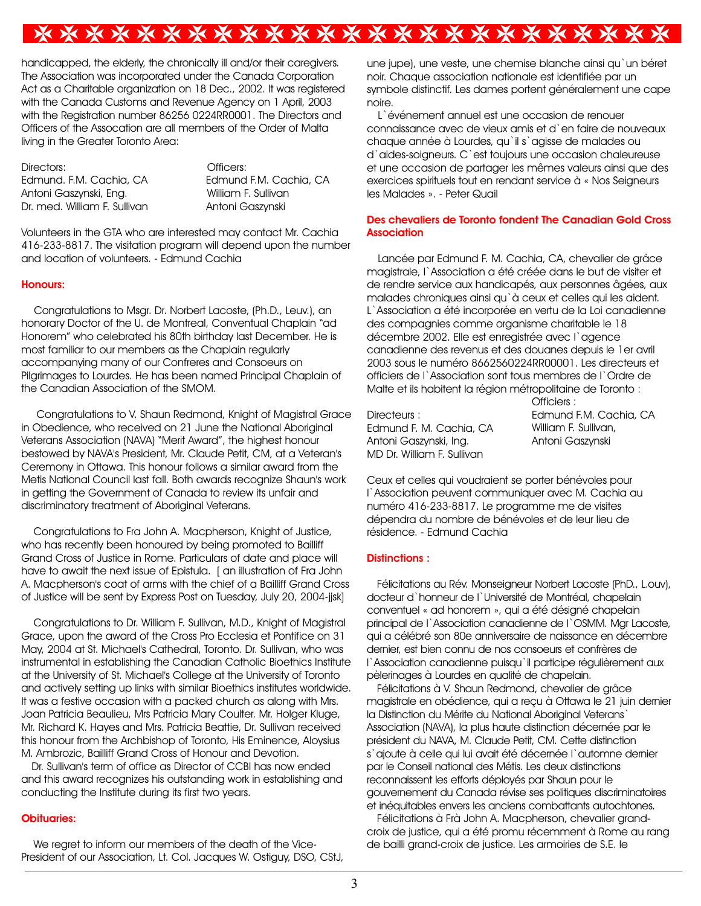handicapped, the elderly, the chronically ill and/or their caregivers. The Association was incorporated under the Canada Corporation Act as a Charitable organization on 18 Dec., 2002. It was registered with the Canada Customs and Revenue Agency on 1 April, 2003 with the Registration number 86256 0224RR0001. The Directors and Officers of the Assocation are all members of the Order of Malta living in the Greater Toronto Area:

| Directors: | Officers: |
|---|---|
| Edmund. F.M. Cachia, CA | Edmund F.M. Cachia, CA |
| Antoni Gaszynski, Eng. | William F. Sullivan |
| Dr. med. William F. Sullivan | Antoni Gaszynski |

Volunteers in the GTA who are interested may contact Mr. Cachia 416-233-8817. The visitation program will depend upon the number and location of volunteers. - Edmund Cachia

**Honours:**

Congratulations to Msgr. Dr. Norbert Lacoste, (Ph.D., Leuv.), an honorary Doctor of the U. de Montreal, Conventual Chaplain "ad Honorem" who celebrated his 80th birthday last December. He is most familiar to our members as the Chaplain regularly accompanying many of our Confreres and Consoeurs on Pilgrimages to Lourdes. He has been named Principal Chaplain of the Canadian Association of the SMOM.

Congratulations to V. Shaun Redmond, Knight of Magistral Grace in Obedience, who received on 21 June the National Aboriginal Veterans Association (NAVA) "Merit Award", the highest honour bestowed by NAVA's President, Mr. Claude Petit, CM, at a Veteran's Ceremony in Ottawa. This honour follows a similar award from the Metis National Council last fall. Both awards recognize Shaun's work in getting the Government of Canada to review its unfair and discriminatory treatment of Aboriginal Veterans.

Congratulations to Fra John A. Macpherson, Knight of Justice, who has recently been honoured by being promoted to Bailliff Grand Cross of Justice in Rome. Particulars of date and place will have to await the next issue of Epistula. [ an illustration of Fra John A. Macpherson's coat of arms with the chief of a Bailliff Grand Cross of Justice will be sent by Express Post on Tuesday, July 20, 2004-jjsk]

Congratulations to Dr. William F. Sullivan, M.D., Knight of Magistral Grace, upon the award of the Cross Pro Ecclesia et Pontifice on 31 May, 2004 at St. Michael's Cathedral, Toronto. Dr. Sullivan, who was instrumental in establishing the Canadian Catholic Bioethics Institute at the University of St. Michael's College at the University of Toronto and actively setting up links with similar Bioethics institutes worldwide. It was a festive occasion with a packed church as along with Mrs. Joan Patricia Beaulieu, Mrs Patricia Mary Coulter. Mr. Holger Kluge, Mr. Richard K. Hayes and Mrs. Patricia Beattie, Dr. Sullivan received this honour from the Archbishop of Toronto, His Eminence, Aloysius M. Ambrozic, Bailliff Grand Cross of Honour and Devotion.

Dr. Sullivan's term of office as Director of CCBI has now ended and this award recognizes his outstanding work in establishing and conducting the Institute during its first two years.

**Obituaries:**

We regret to inform our members of the death of the Vice-President of our Association, Lt. Col. Jacques W. Ostiguy, DSO, CStJ, une jupe), une veste, une chemise blanche ainsi qu`un béret noir. Chaque association nationale est identifiée par un symbole distinctif. Les dames portent généralement une cape noire.

L`événement annuel est une occasion de renouer connaissance avec de vieux amis et d`en faire de nouveaux chaque année à Lourdes, qu`il s`agisse de malades ou d`aides-soigneurs. C`est toujours une occasion chaleureuse et une occasion de partager les mêmes valeurs ainsi que des exercices spirituels tout en rendant service à « Nos Seigneurs les Malades ». - Peter Quail

**Des chevaliers de Toronto fondent The Canadian Gold Cross Association**

Lancée par Edmund F. M. Cachia, CA, chevalier de grâce magistrale, l`Association a été créée dans le but de visiter et de rendre service aux handicapés, aux personnes âgées, aux malades chroniques ainsi qu`à ceux et celles qui les aident. L`Association a été incorporée en vertu de la Loi canadienne des compagnies comme organisme charitable le 18 décembre 2002. Elle est enregistrée avec l`agence canadienne des revenus et des douanes depuis le 1er avril 2003 sous le numéro 8662560224RR00001. Les directeurs et officiers de l`Association sont tous membres de l`Ordre de Malte et ils habitent la région métropolitaine de Toronto :

| Directeurs : | Officiers : |
|---|---|
| Edmund F. M. Cachia, CA | Edmund F.M. Cachia, CA |
| Antoni Gaszynski, Ing. | William F. Sullivan, |
| MD Dr. William F. Sullivan | Antoni Gaszynski |

Ceux et celles qui voudraient se porter bénévoles pour l`Association peuvent communiquer avec M. Cachia au numéro 416-233-8817. Le programme me de visites dépendra du nombre de bénévoles et de leur lieu de résidence. - Edmund Cachia

**Distinctions :**

Félicitations au Rév. Monseigneur Norbert Lacoste (PhD., L.ouv), docteur d`honneur de l`Université de Montréal, chapelain conventuel « ad honorem », qui a été désigné chapelain principal de l`Association canadienne de l`OSMM. Mgr Lacoste, qui a célébré son 80e anniversaire de naissance en décembre dernier, est bien connu de nos consoeurs et confrères de l`Association canadienne puisqu`il participe régulièrement aux pèlerinages à Lourdes en qualité de chapelain.

Félicitations à V. Shaun Redmond, chevalier de grâce magistrale en obédience, qui a reçu à Ottawa le 21 juin dernier la Distinction du Mérite du National Aboriginal Veterans` Association (NAVA), la plus haute distinction décernée par le président du NAVA, M. Claude Petit, CM. Cette distinction s`ajoute à celle qui lui avait été décernée l`automne dernier par le Conseil national des Métis. Les deux distinctions reconnaissent les efforts déployés par Shaun pour le gouvernement du Canada révise ses politiques discriminatoires et inéquitables envers les anciens combattants autochtones.

Félicitations à Frà John A. Macpherson, chevalier grand-croix de justice, qui a été promu récemment à Rome au rang de bailli grand-croix de justice. Les armoiries de S.E. le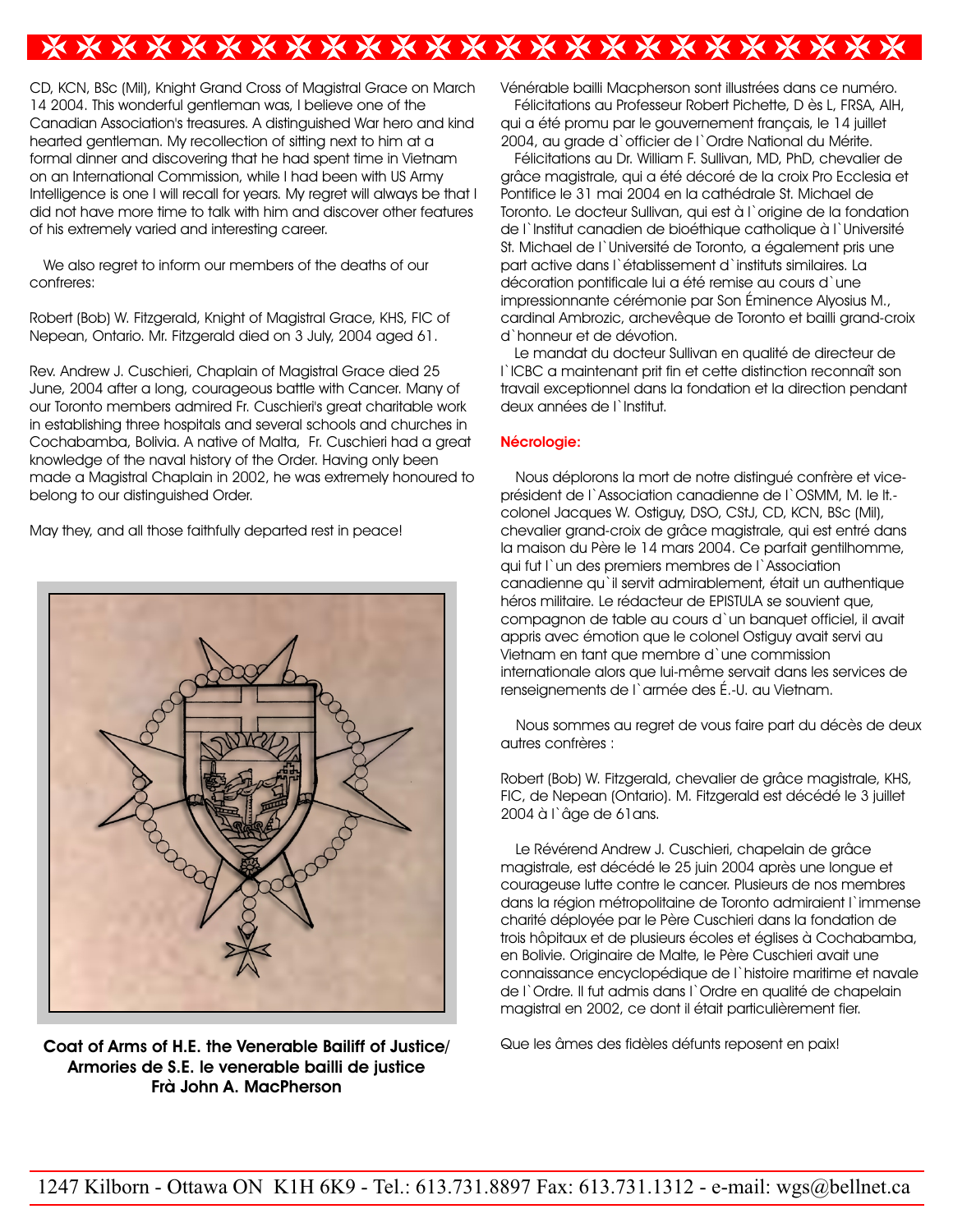CD, KCN, BSc (Mil), Knight Grand Cross of Magistral Grace on March 14 2004. This wonderful gentleman was, I believe one of the Canadian Association's treasures. A distinguished War hero and kind hearted gentleman. My recollection of sitting next to him at a formal dinner and discovering that he had spent time in Vietnam on an International Commission, while I had been with US Army Intelligence is one I will recall for years. My regret will always be that I did not have more time to talk with him and discover other features of his extremely varied and interesting career.

We also regret to inform our members of the deaths of our confreres:

Robert (Bob) W. Fitzgerald, Knight of Magistral Grace, KHS, FIC of Nepean, Ontario. Mr. Fitzgerald died on 3 July, 2004 aged 61.

Rev. Andrew J. Cuschieri, Chaplain of Magistral Grace died 25 June, 2004 after a long, courageous battle with Cancer. Many of our Toronto members admired Fr. Cuschieri's great charitable work in establishing three hospitals and several schools and churches in Cochabamba, Bolivia. A native of Malta, Fr. Cuschieri had a great knowledge of the naval history of the Order. Having only been made a Magistral Chaplain in 2002, he was extremely honoured to belong to our distinguished Order.

May they, and all those faithfully departed rest in peace!

**Coat of Arms of H.E. the Venerable Bailiff of Justice/ Armories de S.E. le venerable bailli de justice Frà John A. MacPherson**

Vénérable bailli Macpherson sont illustrées dans ce numéro.

Félicitations au Professeur Robert Pichette, D ès L, FRSA, AIH, qui a été promu par le gouvernement français, le 14 juillet 2004, au grade d`officier de l`Ordre National du Mérite.

Félicitations au Dr. William F. Sullivan, MD, PhD, chevalier de grâce magistrale, qui a été décoré de la croix Pro Ecclesia et Pontifice le 31 mai 2004 en la cathédrale St. Michael de Toronto. Le docteur Sullivan, qui est à l`origine de la fondation de l`Institut canadien de bioéthique catholique à l`Université St. Michael de l`Université de Toronto, a également pris une part active dans l`établissement d`instituts similaires. La décoration pontificale lui a été remise au cours d`une impressionnante cérémonie par Son Éminence Alyosius M., cardinal Ambrozic, archevêque de Toronto et bailli grand-croix d`honneur et de dévotion.

Le mandat du docteur Sullivan en qualité de directeur de l`ICBC a maintenant prit fin et cette distinction reconnaît son travail exceptionnel dans la fondation et la direction pendant deux années de l`Institut.

**Nécrologie:**

Nous déplorons la mort de notre distingué confrère et vice-président de l`Association canadienne de l`OSMM, M. le lt.-colonel Jacques W. Ostiguy, DSO, CStJ, CD, KCN, BSc (Mil), chevalier grand-croix de grâce magistrale, qui est entré dans la maison du Père le 14 mars 2004. Ce parfait gentilhomme, qui fut l`un des premiers membres de l`Association canadienne qu`il servit admirablement, était un authentique héros militaire. Le rédacteur de EPISTULA se souvient que, compagnon de table au cours d`un banquet officiel, il avait appris avec émotion que le colonel Ostiguy avait servi au Vietnam en tant que membre d`une commission internationale alors que lui-même servait dans les services de renseignements de l`armée des É.-U. au Vietnam.

Nous sommes au regret de vous faire part du décès de deux autres confrères :

Robert (Bob) W. Fitzgerald, chevalier de grâce magistrale, KHS, FIC, de Nepean (Ontario). M. Fitzgerald est décédé le 3 juillet 2004 à l`âge de 61ans.

Le Révérend Andrew J. Cuschieri, chapelain de grâce magistrale, est décédé le 25 juin 2004 après une longue et courageuse lutte contre le cancer. Plusieurs de nos membres dans la région métropolitaine de Toronto admiraient l`immense charité déployée par le Père Cuschieri dans la fondation de trois hôpitaux et de plusieurs écoles et églises à Cochabamba, en Bolivie. Originaire de Malte, le Père Cuschieri avait une connaissance encyclopédique de l`histoire maritime et navale de l`Ordre. Il fut admis dans l`Ordre en qualité de chapelain magistral en 2002, ce dont il était particulièrement fier.

Que les âmes des fidèles défunts reposent en paix!

1247 Kilborn - Ottawa ON K1H 6K9 - Tel.: 613.731.8897 Fax: 613.731.1312 - e-mail: wgs@bellnet.ca